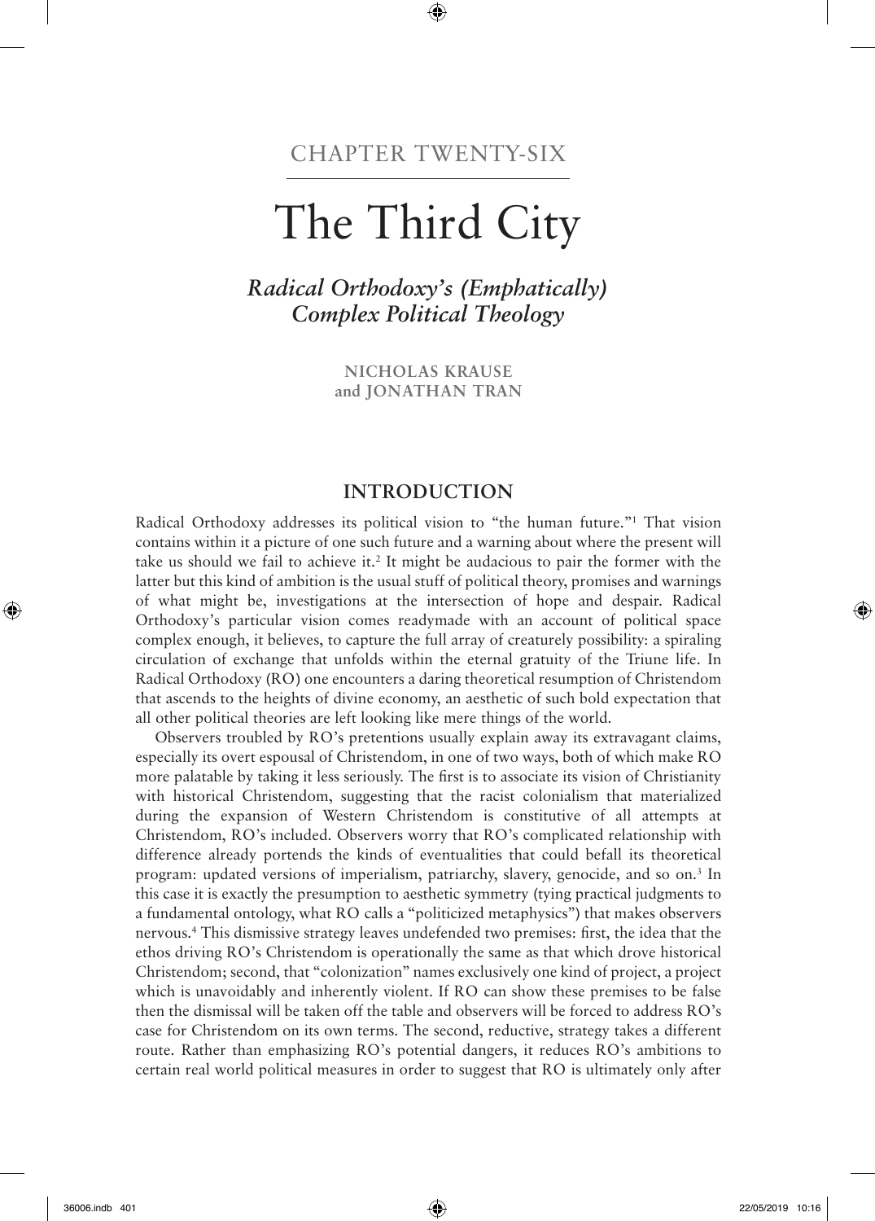CHAPTER TWENTY-SIX

# The Third City

## *Radical Orthodoxy's (Emphatically) Complex Political Theology*

**NICHOLAS KRAUSE and JONATHAN TRAN**

## INTRODUCTION

Radical Orthodoxy addresses its political vision to "the human future."[1] That vision contains within it a picture of one such future and a warning about where the present will take us should we fail to achieve it.[2] It might be audacious to pair the former with the latter but this kind of ambition is the usual stuff of political theory, promises and warnings of what might be, investigations at the intersection of hope and despair. Radical Orthodoxy's particular vision comes readymade with an account of political space complex enough, it believes, to capture the full array of creaturely possibility: a spiraling circulation of exchange that unfolds within the eternal gratuity of the Triune life. In Radical Orthodoxy (RO) one encounters a daring theoretical resumption of Christendom that ascends to the heights of divine economy, an aesthetic of such bold expectation that all other political theories are left looking like mere things of the world.

Observers troubled by RO's pretentions usually explain away its extravagant claims, especially its overt espousal of Christendom, in one of two ways, both of which make RO more palatable by taking it less seriously. The first is to associate its vision of Christianity with historical Christendom, suggesting that the racist colonialism that materialized during the expansion of Western Christendom is constitutive of all attempts at Christendom, RO's included. Observers worry that RO's complicated relationship with difference already portends the kinds of eventualities that could befall its theoretical program: updated versions of imperialism, patriarchy, slavery, genocide, and so on.[3] In this case it is exactly the presumption to aesthetic symmetry (tying practical judgments to a fundamental ontology, what RO calls a "politicized metaphysics") that makes observers nervous.[4] This dismissive strategy leaves undefended two premises: first, the idea that the ethos driving RO's Christendom is operationally the same as that which drove historical Christendom; second, that "colonization" names exclusively one kind of project, a project which is unavoidably and inherently violent. If RO can show these premises to be false then the dismissal will be taken off the table and observers will be forced to address RO's case for Christendom on its own terms. The second, reductive, strategy takes a different route. Rather than emphasizing RO's potential dangers, it reduces RO's ambitions to certain real world political measures in order to suggest that RO is ultimately only after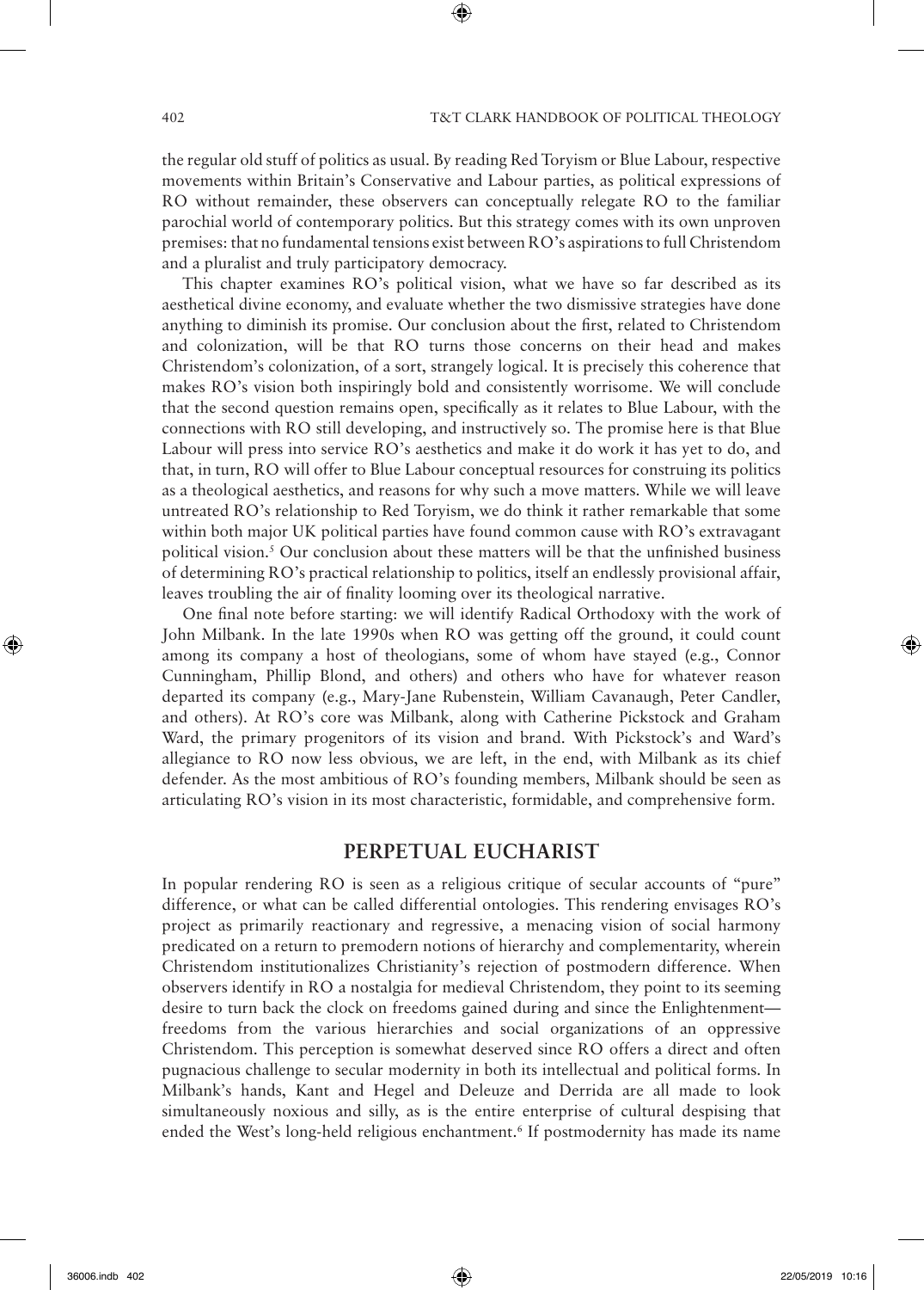the regular old stuff of politics as usual. By reading Red Toryism or Blue Labour, respective movements within Britain's Conservative and Labour parties, as political expressions of RO without remainder, these observers can conceptually relegate RO to the familiar parochial world of contemporary politics. But this strategy comes with its own unproven premises: that no fundamental tensions exist between RO's aspirations to full Christendom and a pluralist and truly participatory democracy.

This chapter examines RO's political vision, what we have so far described as its aesthetical divine economy, and evaluate whether the two dismissive strategies have done anything to diminish its promise. Our conclusion about the first, related to Christendom and colonization, will be that RO turns those concerns on their head and makes Christendom's colonization, of a sort, strangely logical. It is precisely this coherence that makes RO's vision both inspiringly bold and consistently worrisome. We will conclude that the second question remains open, specifically as it relates to Blue Labour, with the connections with RO still developing, and instructively so. The promise here is that Blue Labour will press into service RO's aesthetics and make it do work it has yet to do, and that, in turn, RO will offer to Blue Labour conceptual resources for construing its politics as a theological aesthetics, and reasons for why such a move matters. While we will leave untreated RO's relationship to Red Toryism, we do think it rather remarkable that some within both major UK political parties have found common cause with RO's extravagant political vision.[5] Our conclusion about these matters will be that the unfinished business of determining RO's practical relationship to politics, itself an endlessly provisional affair, leaves troubling the air of finality looming over its theological narrative.

One final note before starting: we will identify Radical Orthodoxy with the work of John Milbank. In the late 1990s when RO was getting off the ground, it could count among its company a host of theologians, some of whom have stayed (e.g., Connor Cunningham, Phillip Blond, and others) and others who have for whatever reason departed its company (e.g., Mary-Jane Rubenstein, William Cavanaugh, Peter Candler, and others). At RO's core was Milbank, along with Catherine Pickstock and Graham Ward, the primary progenitors of its vision and brand. With Pickstock's and Ward's allegiance to RO now less obvious, we are left, in the end, with Milbank as its chief defender. As the most ambitious of RO's founding members, Milbank should be seen as articulating RO's vision in its most characteristic, formidable, and comprehensive form.

## PERPETUAL EUCHARIST

In popular rendering RO is seen as a religious critique of secular accounts of "pure" difference, or what can be called differential ontologies. This rendering envisages RO's project as primarily reactionary and regressive, a menacing vision of social harmony predicated on a return to premodern notions of hierarchy and complementarity, wherein Christendom institutionalizes Christianity's rejection of postmodern difference. When observers identify in RO a nostalgia for medieval Christendom, they point to its seeming desire to turn back the clock on freedoms gained during and since the Enlightenment—freedoms from the various hierarchies and social organizations of an oppressive Christendom. This perception is somewhat deserved since RO offers a direct and often pugnacious challenge to secular modernity in both its intellectual and political forms. In Milbank's hands, Kant and Hegel and Deleuze and Derrida are all made to look simultaneously noxious and silly, as is the entire enterprise of cultural despising that ended the West's long-held religious enchantment.[6] If postmodernity has made its name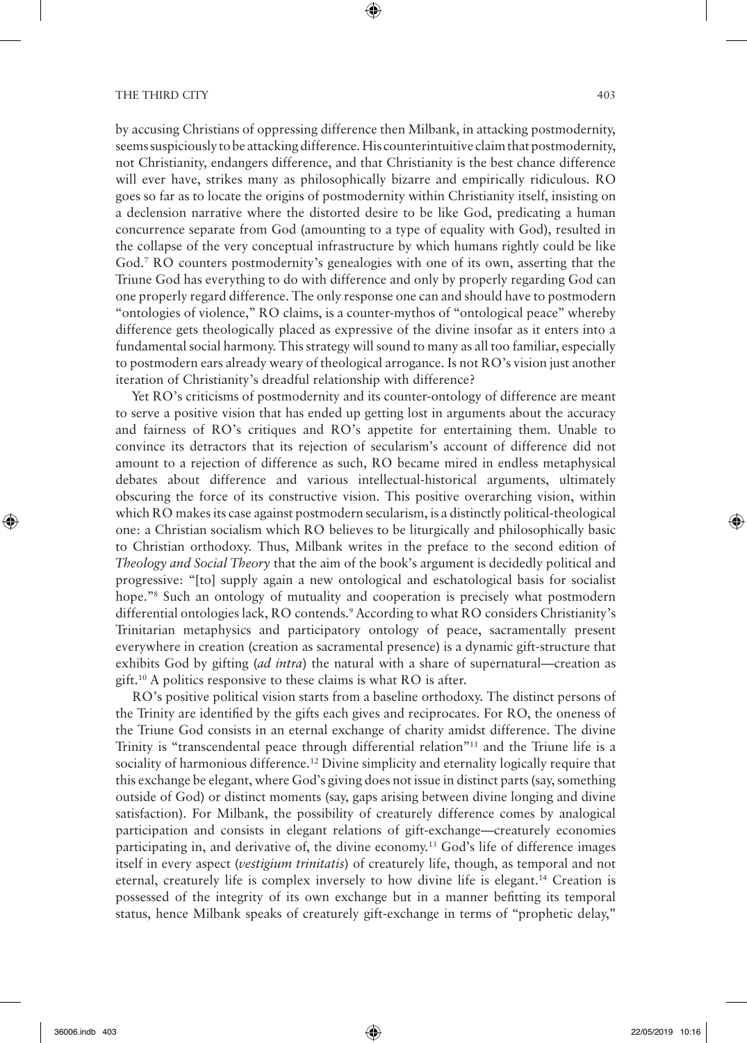by accusing Christians of oppressing difference then Milbank, in attacking postmodernity, seems suspiciously to be attacking difference. His counterintuitive claim that postmodernity, not Christianity, endangers difference, and that Christianity is the best chance difference will ever have, strikes many as philosophically bizarre and empirically ridiculous. RO goes so far as to locate the origins of postmodernity within Christianity itself, insisting on a declension narrative where the distorted desire to be like God, predicating a human concurrence separate from God (amounting to a type of equality with God), resulted in the collapse of the very conceptual infrastructure by which humans rightly could be like God.[7] RO counters postmodernity's genealogies with one of its own, asserting that the Triune God has everything to do with difference and only by properly regarding God can one properly regard difference. The only response one can and should have to postmodern "ontologies of violence," RO claims, is a counter-mythos of "ontological peace" whereby difference gets theologically placed as expressive of the divine insofar as it enters into a fundamental social harmony. This strategy will sound to many as all too familiar, especially to postmodern ears already weary of theological arrogance. Is not RO's vision just another iteration of Christianity's dreadful relationship with difference?

Yet RO's criticisms of postmodernity and its counter-ontology of difference are meant to serve a positive vision that has ended up getting lost in arguments about the accuracy and fairness of RO's critiques and RO's appetite for entertaining them. Unable to convince its detractors that its rejection of secularism's account of difference did not amount to a rejection of difference as such, RO became mired in endless metaphysical debates about difference and various intellectual-historical arguments, ultimately obscuring the force of its constructive vision. This positive overarching vision, within which RO makes its case against postmodern secularism, is a distinctly political-theological one: a Christian socialism which RO believes to be liturgically and philosophically basic to Christian orthodoxy. Thus, Milbank writes in the preface to the second edition of *Theology and Social Theory* that the aim of the book's argument is decidedly political and progressive: "[to] supply again a new ontological and eschatological basis for socialist hope."[8] Such an ontology of mutuality and cooperation is precisely what postmodern differential ontologies lack, RO contends.[9] According to what RO considers Christianity's Trinitarian metaphysics and participatory ontology of peace, sacramentally present everywhere in creation (creation as sacramental presence) is a dynamic gift-structure that exhibits God by gifting (*ad intra*) the natural with a share of supernatural—creation as gift.[10] A politics responsive to these claims is what RO is after.

RO's positive political vision starts from a baseline orthodoxy. The distinct persons of the Trinity are identified by the gifts each gives and reciprocates. For RO, the oneness of the Triune God consists in an eternal exchange of charity amidst difference. The divine Trinity is "transcendental peace through differential relation"[11] and the Triune life is a sociality of harmonious difference.[12] Divine simplicity and eternality logically require that this exchange be elegant, where God's giving does not issue in distinct parts (say, something outside of God) or distinct moments (say, gaps arising between divine longing and divine satisfaction). For Milbank, the possibility of creaturely difference comes by analogical participation and consists in elegant relations of gift-exchange—creaturely economies participating in, and derivative of, the divine economy.[13] God's life of difference images itself in every aspect (*vestigium trinitatis*) of creaturely life, though, as temporal and not eternal, creaturely life is complex inversely to how divine life is elegant.[14] Creation is possessed of the integrity of its own exchange but in a manner befitting its temporal status, hence Milbank speaks of creaturely gift-exchange in terms of "prophetic delay,"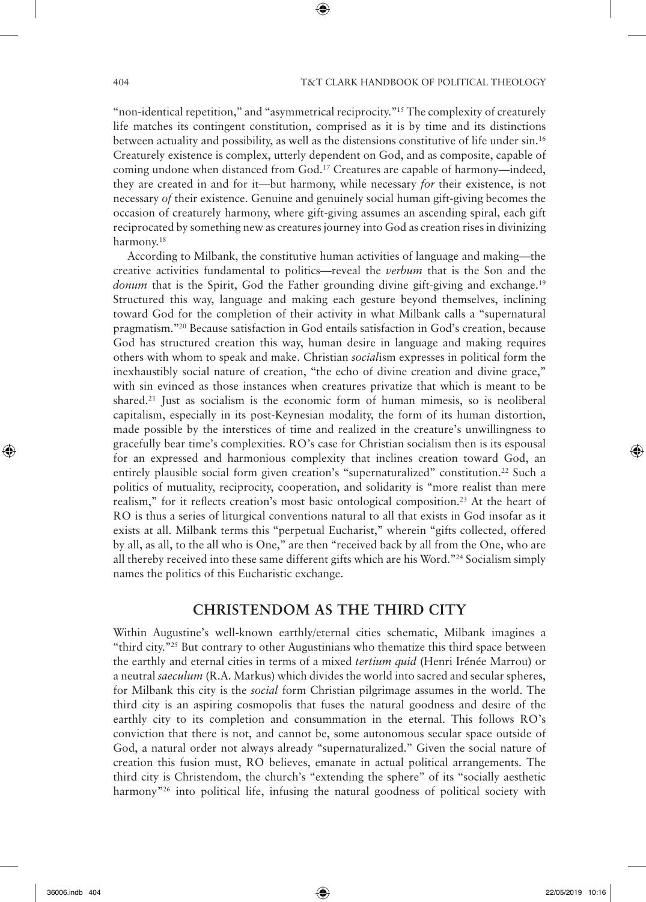"non-identical repetition," and "asymmetrical reciprocity."[15] The complexity of creaturely life matches its contingent constitution, comprised as it is by time and its distinctions between actuality and possibility, as well as the distensions constitutive of life under sin.[16] Creaturely existence is complex, utterly dependent on God, and as composite, capable of coming undone when distanced from God.[17] Creatures are capable of harmony—indeed, they are created in and for it—but harmony, while necessary *for* their existence, is not necessary *of* their existence. Genuine and genuinely social human gift-giving becomes the occasion of creaturely harmony, where gift-giving assumes an ascending spiral, each gift reciprocated by something new as creatures journey into God as creation rises in divinizing harmony.[18]

According to Milbank, the constitutive human activities of language and making—the creative activities fundamental to politics—reveal the *verbum* that is the Son and the *donum* that is the Spirit, God the Father grounding divine gift-giving and exchange.[19] Structured this way, language and making each gesture beyond themselves, inclining toward God for the completion of their activity in what Milbank calls a "supernatural pragmatism."[20] Because satisfaction in God entails satisfaction in God's creation, because God has structured creation this way, human desire in language and making requires others with whom to speak and make. Christian *social*ism expresses in political form the inexhaustibly social nature of creation, "the echo of divine creation and divine grace," with sin evinced as those instances when creatures privatize that which is meant to be shared.[21] Just as socialism is the economic form of human mimesis, so is neoliberal capitalism, especially in its post-Keynesian modality, the form of its human distortion, made possible by the interstices of time and realized in the creature's unwillingness to gracefully bear time's complexities. RO's case for Christian socialism then is its espousal for an expressed and harmonious complexity that inclines creation toward God, an entirely plausible social form given creation's "supernaturalized" constitution.[22] Such a politics of mutuality, reciprocity, cooperation, and solidarity is "more realist than mere realism," for it reflects creation's most basic ontological composition.[23] At the heart of RO is thus a series of liturgical conventions natural to all that exists in God insofar as it exists at all. Milbank terms this "perpetual Eucharist," wherein "gifts collected, offered by all, as all, to the all who is One," are then "received back by all from the One, who are all thereby received into these same different gifts which are his Word."[24] Socialism simply names the politics of this Eucharistic exchange.

## CHRISTENDOM AS THE THIRD CITY

Within Augustine's well-known earthly/eternal cities schematic, Milbank imagines a "third city."[25] But contrary to other Augustinians who thematize this third space between the earthly and eternal cities in terms of a mixed *tertium quid* (Henri Irénée Marrou) or a neutral *saeculum* (R.A. Markus) which divides the world into sacred and secular spheres, for Milbank this city is the *social* form Christian pilgrimage assumes in the world. The third city is an aspiring cosmopolis that fuses the natural goodness and desire of the earthly city to its completion and consummation in the eternal. This follows RO's conviction that there is not, and cannot be, some autonomous secular space outside of God, a natural order not always already "supernaturalized." Given the social nature of creation this fusion must, RO believes, emanate in actual political arrangements. The third city is Christendom, the church's "extending the sphere" of its "socially aesthetic harmony"[26] into political life, infusing the natural goodness of political society with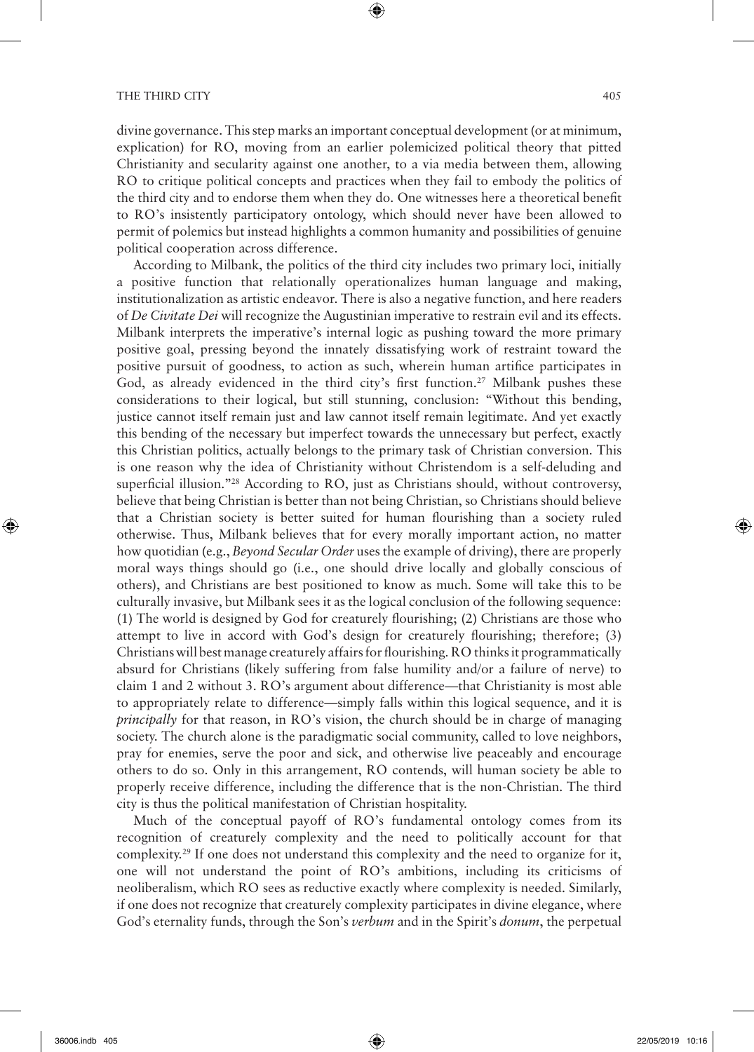divine governance. This step marks an important conceptual development (or at minimum, explication) for RO, moving from an earlier polemicized political theory that pitted Christianity and secularity against one another, to a via media between them, allowing RO to critique political concepts and practices when they fail to embody the politics of the third city and to endorse them when they do. One witnesses here a theoretical benefit to RO's insistently participatory ontology, which should never have been allowed to permit of polemics but instead highlights a common humanity and possibilities of genuine political cooperation across difference.

According to Milbank, the politics of the third city includes two primary loci, initially a positive function that relationally operationalizes human language and making, institutionalization as artistic endeavor. There is also a negative function, and here readers of *De Civitate Dei* will recognize the Augustinian imperative to restrain evil and its effects. Milbank interprets the imperative's internal logic as pushing toward the more primary positive goal, pressing beyond the innately dissatisfying work of restraint toward the positive pursuit of goodness, to action as such, wherein human artifice participates in God, as already evidenced in the third city's first function.[27] Milbank pushes these considerations to their logical, but still stunning, conclusion: "Without this bending, justice cannot itself remain just and law cannot itself remain legitimate. And yet exactly this bending of the necessary but imperfect towards the unnecessary but perfect, exactly this Christian politics, actually belongs to the primary task of Christian conversion. This is one reason why the idea of Christianity without Christendom is a self-deluding and superficial illusion."[28] According to RO, just as Christians should, without controversy, believe that being Christian is better than not being Christian, so Christians should believe that a Christian society is better suited for human flourishing than a society ruled otherwise. Thus, Milbank believes that for every morally important action, no matter how quotidian (e.g., *Beyond Secular Order* uses the example of driving), there are properly moral ways things should go (i.e., one should drive locally and globally conscious of others), and Christians are best positioned to know as much. Some will take this to be culturally invasive, but Milbank sees it as the logical conclusion of the following sequence: (1) The world is designed by God for creaturely flourishing; (2) Christians are those who attempt to live in accord with God's design for creaturely flourishing; therefore; (3) Christians will best manage creaturely affairs for flourishing. RO thinks it programmatically absurd for Christians (likely suffering from false humility and/or a failure of nerve) to claim 1 and 2 without 3. RO's argument about difference—that Christianity is most able to appropriately relate to difference—simply falls within this logical sequence, and it is *principally* for that reason, in RO's vision, the church should be in charge of managing society. The church alone is the paradigmatic social community, called to love neighbors, pray for enemies, serve the poor and sick, and otherwise live peaceably and encourage others to do so. Only in this arrangement, RO contends, will human society be able to properly receive difference, including the difference that is the non-Christian. The third city is thus the political manifestation of Christian hospitality.

Much of the conceptual payoff of RO's fundamental ontology comes from its recognition of creaturely complexity and the need to politically account for that complexity.[29] If one does not understand this complexity and the need to organize for it, one will not understand the point of RO's ambitions, including its criticisms of neoliberalism, which RO sees as reductive exactly where complexity is needed. Similarly, if one does not recognize that creaturely complexity participates in divine elegance, where God's eternality funds, through the Son's *verbum* and in the Spirit's *donum*, the perpetual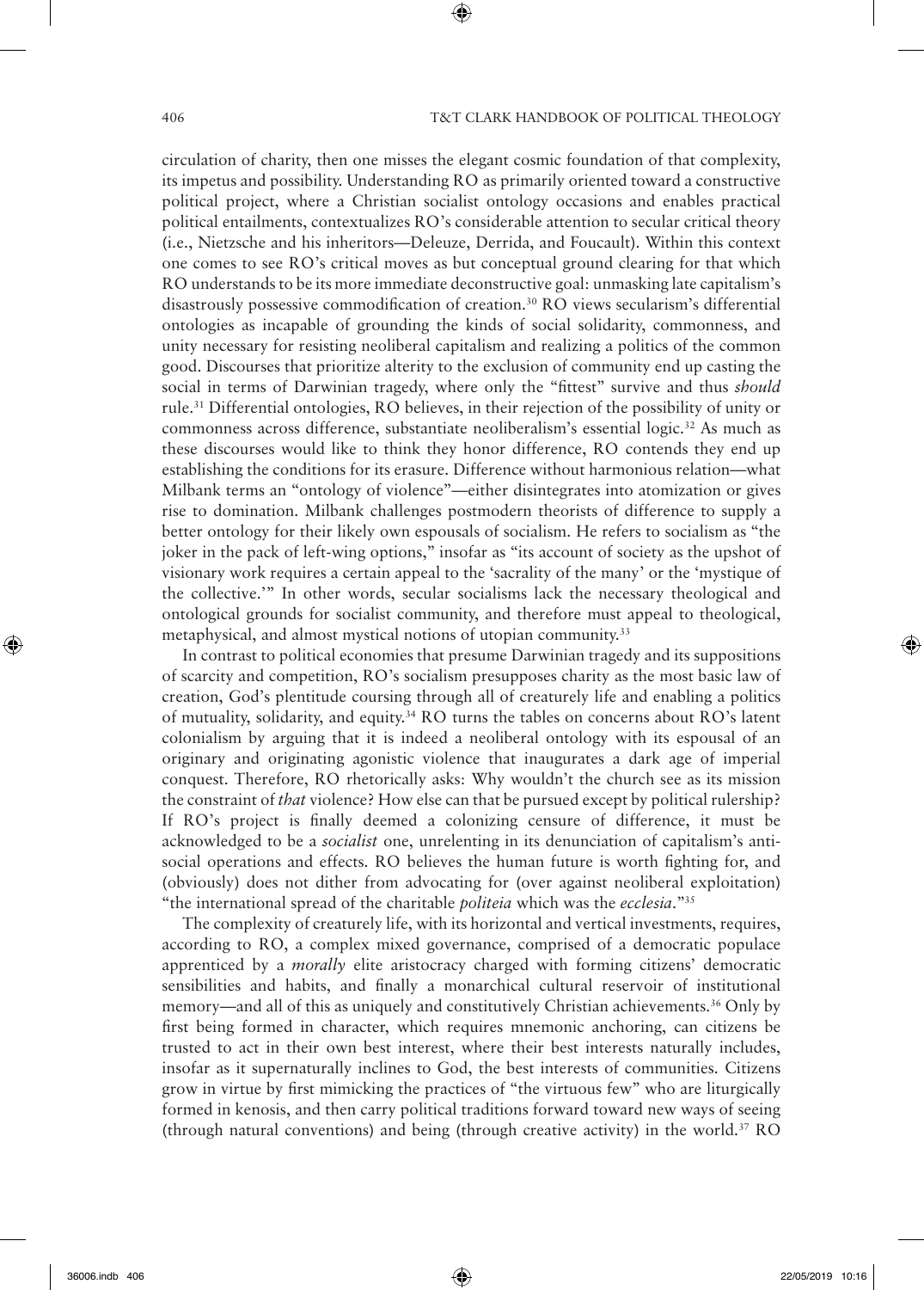circulation of charity, then one misses the elegant cosmic foundation of that complexity, its impetus and possibility. Understanding RO as primarily oriented toward a constructive political project, where a Christian socialist ontology occasions and enables practical political entailments, contextualizes RO's considerable attention to secular critical theory (i.e., Nietzsche and his inheritors—Deleuze, Derrida, and Foucault). Within this context one comes to see RO's critical moves as but conceptual ground clearing for that which RO understands to be its more immediate deconstructive goal: unmasking late capitalism's disastrously possessive commodification of creation.[30] RO views secularism's differential ontologies as incapable of grounding the kinds of social solidarity, commonness, and unity necessary for resisting neoliberal capitalism and realizing a politics of the common good. Discourses that prioritize alterity to the exclusion of community end up casting the social in terms of Darwinian tragedy, where only the "fittest" survive and thus *should* rule.[31] Differential ontologies, RO believes, in their rejection of the possibility of unity or commonness across difference, substantiate neoliberalism's essential logic.[32] As much as these discourses would like to think they honor difference, RO contends they end up establishing the conditions for its erasure. Difference without harmonious relation—what Milbank terms an "ontology of violence"—either disintegrates into atomization or gives rise to domination. Milbank challenges postmodern theorists of difference to supply a better ontology for their likely own espousals of socialism. He refers to socialism as "the joker in the pack of left-wing options," insofar as "its account of society as the upshot of visionary work requires a certain appeal to the 'sacrality of the many' or the 'mystique of the collective.'" In other words, secular socialisms lack the necessary theological and ontological grounds for socialist community, and therefore must appeal to theological, metaphysical, and almost mystical notions of utopian community.[33]

In contrast to political economies that presume Darwinian tragedy and its suppositions of scarcity and competition, RO's socialism presupposes charity as the most basic law of creation, God's plentitude coursing through all of creaturely life and enabling a politics of mutuality, solidarity, and equity.[34] RO turns the tables on concerns about RO's latent colonialism by arguing that it is indeed a neoliberal ontology with its espousal of an originary and originating agonistic violence that inaugurates a dark age of imperial conquest. Therefore, RO rhetorically asks: Why wouldn't the church see as its mission the constraint of *that* violence? How else can that be pursued except by political rulership? If RO's project is finally deemed a colonizing censure of difference, it must be acknowledged to be a *socialist* one, unrelenting in its denunciation of capitalism's anti-social operations and effects. RO believes the human future is worth fighting for, and (obviously) does not dither from advocating for (over against neoliberal exploitation) "the international spread of the charitable *politeia* which was the *ecclesia*."[35]

The complexity of creaturely life, with its horizontal and vertical investments, requires, according to RO, a complex mixed governance, comprised of a democratic populace apprenticed by a *morally* elite aristocracy charged with forming citizens' democratic sensibilities and habits, and finally a monarchical cultural reservoir of institutional memory—and all of this as uniquely and constitutively Christian achievements.[36] Only by first being formed in character, which requires mnemonic anchoring, can citizens be trusted to act in their own best interest, where their best interests naturally includes, insofar as it supernaturally inclines to God, the best interests of communities. Citizens grow in virtue by first mimicking the practices of "the virtuous few" who are liturgically formed in kenosis, and then carry political traditions forward toward new ways of seeing (through natural conventions) and being (through creative activity) in the world.[37] RO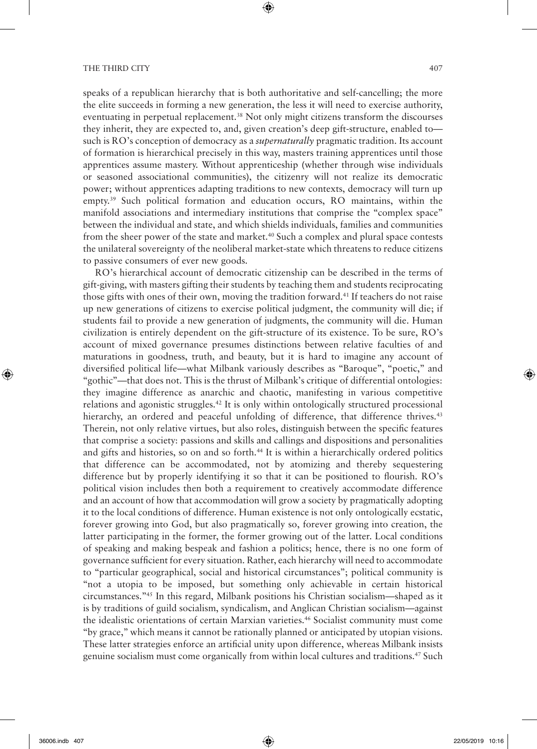speaks of a republican hierarchy that is both authoritative and self-cancelling; the more the elite succeeds in forming a new generation, the less it will need to exercise authority, eventuating in perpetual replacement.[38] Not only might citizens transform the discourses they inherit, they are expected to, and, given creation's deep gift-structure, enabled to—such is RO's conception of democracy as a *supernaturally* pragmatic tradition. Its account of formation is hierarchical precisely in this way, masters training apprentices until those apprentices assume mastery. Without apprenticeship (whether through wise individuals or seasoned associational communities), the citizenry will not realize its democratic power; without apprentices adapting traditions to new contexts, democracy will turn up empty.[39] Such political formation and education occurs, RO maintains, within the manifold associations and intermediary institutions that comprise the "complex space" between the individual and state, and which shields individuals, families and communities from the sheer power of the state and market.[40] Such a complex and plural space contests the unilateral sovereignty of the neoliberal market-state which threatens to reduce citizens to passive consumers of ever new goods.

RO's hierarchical account of democratic citizenship can be described in the terms of gift-giving, with masters gifting their students by teaching them and students reciprocating those gifts with ones of their own, moving the tradition forward.[41] If teachers do not raise up new generations of citizens to exercise political judgment, the community will die; if students fail to provide a new generation of judgments, the community will die. Human civilization is entirely dependent on the gift-structure of its existence. To be sure, RO's account of mixed governance presumes distinctions between relative faculties of and maturations in goodness, truth, and beauty, but it is hard to imagine any account of diversified political life—what Milbank variously describes as "Baroque", "poetic," and "gothic"—that does not. This is the thrust of Milbank's critique of differential ontologies: they imagine difference as anarchic and chaotic, manifesting in various competitive relations and agonistic struggles.[42] It is only within ontologically structured processional hierarchy, an ordered and peaceful unfolding of difference, that difference thrives.[43] Therein, not only relative virtues, but also roles, distinguish between the specific features that comprise a society: passions and skills and callings and dispositions and personalities and gifts and histories, so on and so forth.[44] It is within a hierarchically ordered politics that difference can be accommodated, not by atomizing and thereby sequestering difference but by properly identifying it so that it can be positioned to flourish. RO's political vision includes then both a requirement to creatively accommodate difference and an account of how that accommodation will grow a society by pragmatically adopting it to the local conditions of difference. Human existence is not only ontologically ecstatic, forever growing into God, but also pragmatically so, forever growing into creation, the latter participating in the former, the former growing out of the latter. Local conditions of speaking and making bespeak and fashion a politics; hence, there is no one form of governance sufficient for every situation. Rather, each hierarchy will need to accommodate to "particular geographical, social and historical circumstances"; political community is "not a utopia to be imposed, but something only achievable in certain historical circumstances."[45] In this regard, Milbank positions his Christian socialism—shaped as it is by traditions of guild socialism, syndicalism, and Anglican Christian socialism—against the idealistic orientations of certain Marxian varieties.[46] Socialist community must come "by grace," which means it cannot be rationally planned or anticipated by utopian visions. These latter strategies enforce an artificial unity upon difference, whereas Milbank insists genuine socialism must come organically from within local cultures and traditions.[47] Such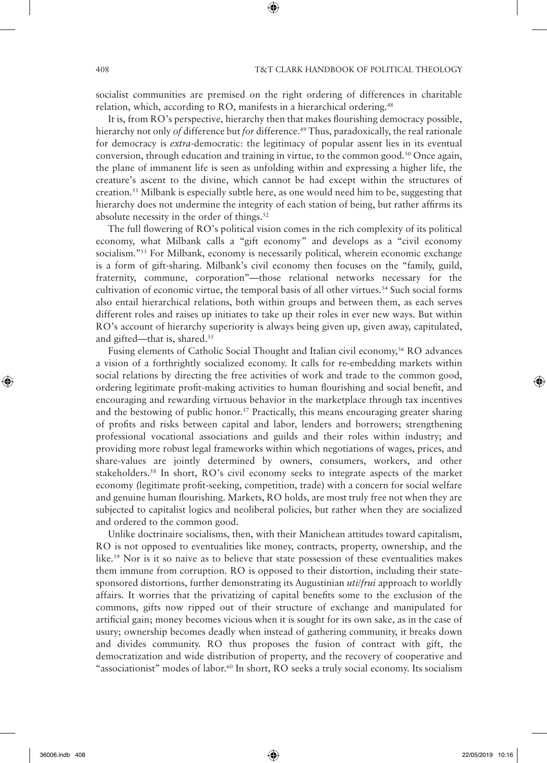socialist communities are premised on the right ordering of differences in charitable relation, which, according to RO, manifests in a hierarchical ordering.[48]

It is, from RO's perspective, hierarchy then that makes flourishing democracy possible, hierarchy not only *of* difference but *for* difference.[49] Thus, paradoxically, the real rationale for democracy is *extra*-democratic: the legitimacy of popular assent lies in its eventual conversion, through education and training in virtue, to the common good.[50] Once again, the plane of immanent life is seen as unfolding within and expressing a higher life, the creature's ascent to the divine, which cannot be had except within the structures of creation.[51] Milbank is especially subtle here, as one would need him to be, suggesting that hierarchy does not undermine the integrity of each station of being, but rather affirms its absolute necessity in the order of things.[52]

The full flowering of RO's political vision comes in the rich complexity of its political economy, what Milbank calls a "gift economy" and develops as a "civil economy socialism."[53] For Milbank, economy is necessarily political, wherein economic exchange is a form of gift-sharing. Milbank's civil economy then focuses on the "family, guild, fraternity, commune, corporation"—those relational networks necessary for the cultivation of economic virtue, the temporal basis of all other virtues.[54] Such social forms also entail hierarchical relations, both within groups and between them, as each serves different roles and raises up initiates to take up their roles in ever new ways. But within RO's account of hierarchy superiority is always being given up, given away, capitulated, and gifted—that is, shared.[55]

Fusing elements of Catholic Social Thought and Italian civil economy,[56] RO advances a vision of a forthrightly socialized economy. It calls for re-embedding markets within social relations by directing the free activities of work and trade to the common good, ordering legitimate profit-making activities to human flourishing and social benefit, and encouraging and rewarding virtuous behavior in the marketplace through tax incentives and the bestowing of public honor.[57] Practically, this means encouraging greater sharing of profits and risks between capital and labor, lenders and borrowers; strengthening professional vocational associations and guilds and their roles within industry; and providing more robust legal frameworks within which negotiations of wages, prices, and share-values are jointly determined by owners, consumers, workers, and other stakeholders.[58] In short, RO's civil economy seeks to integrate aspects of the market economy (legitimate profit-seeking, competition, trade) with a concern for social welfare and genuine human flourishing. Markets, RO holds, are most truly free not when they are subjected to capitalist logics and neoliberal policies, but rather when they are socialized and ordered to the common good.

Unlike doctrinaire socialisms, then, with their Manichean attitudes toward capitalism, RO is not opposed to eventualities like money, contracts, property, ownership, and the like.[59] Nor is it so naive as to believe that state possession of these eventualities makes them immune from corruption. RO is opposed to their distortion, including their state-sponsored distortions, further demonstrating its Augustinian *uti/frui* approach to worldly affairs. It worries that the privatizing of capital benefits some to the exclusion of the commons, gifts now ripped out of their structure of exchange and manipulated for artificial gain; money becomes vicious when it is sought for its own sake, as in the case of usury; ownership becomes deadly when instead of gathering community, it breaks down and divides community. RO thus proposes the fusion of contract with gift, the democratization and wide distribution of property, and the recovery of cooperative and "associationist" modes of labor.[60] In short, RO seeks a truly social economy. Its socialism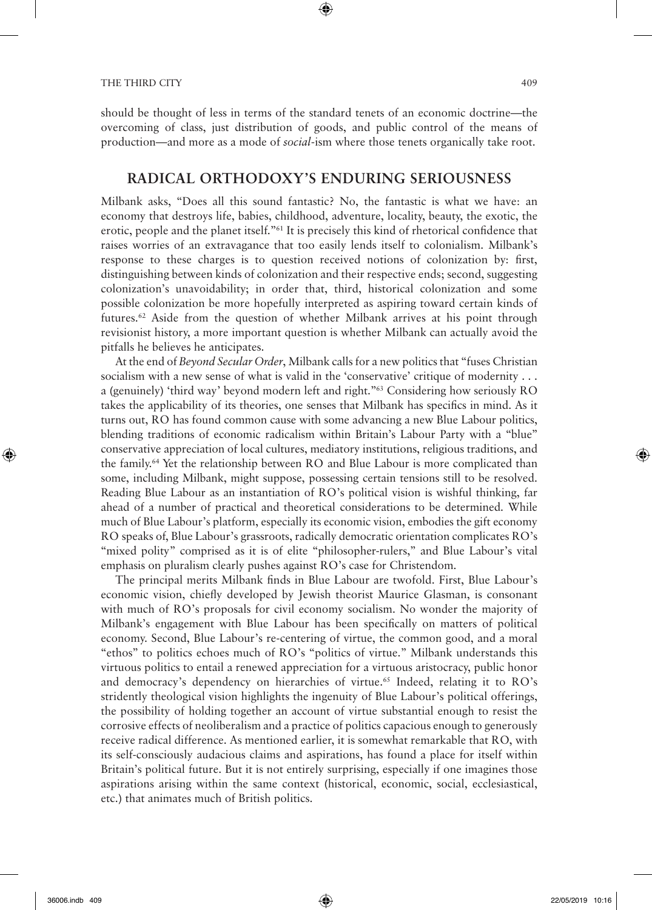should be thought of less in terms of the standard tenets of an economic doctrine—the overcoming of class, just distribution of goods, and public control of the means of production—and more as a mode of *social*-ism where those tenets organically take root.

## RADICAL ORTHODOXY'S ENDURING SERIOUSNESS

Milbank asks, "Does all this sound fantastic? No, the fantastic is what we have: an economy that destroys life, babies, childhood, adventure, locality, beauty, the exotic, the erotic, people and the planet itself."[61] It is precisely this kind of rhetorical confidence that raises worries of an extravagance that too easily lends itself to colonialism. Milbank's response to these charges is to question received notions of colonization by: first, distinguishing between kinds of colonization and their respective ends; second, suggesting colonization's unavoidability; in order that, third, historical colonization and some possible colonization be more hopefully interpreted as aspiring toward certain kinds of futures.[62] Aside from the question of whether Milbank arrives at his point through revisionist history, a more important question is whether Milbank can actually avoid the pitfalls he believes he anticipates.

At the end of *Beyond Secular Order*, Milbank calls for a new politics that "fuses Christian socialism with a new sense of what is valid in the 'conservative' critique of modernity . . . a (genuinely) 'third way' beyond modern left and right."[63] Considering how seriously RO takes the applicability of its theories, one senses that Milbank has specifics in mind. As it turns out, RO has found common cause with some advancing a new Blue Labour politics, blending traditions of economic radicalism within Britain's Labour Party with a "blue" conservative appreciation of local cultures, mediatory institutions, religious traditions, and the family.[64] Yet the relationship between RO and Blue Labour is more complicated than some, including Milbank, might suppose, possessing certain tensions still to be resolved. Reading Blue Labour as an instantiation of RO's political vision is wishful thinking, far ahead of a number of practical and theoretical considerations to be determined. While much of Blue Labour's platform, especially its economic vision, embodies the gift economy RO speaks of, Blue Labour's grassroots, radically democratic orientation complicates RO's "mixed polity" comprised as it is of elite "philosopher-rulers," and Blue Labour's vital emphasis on pluralism clearly pushes against RO's case for Christendom.

The principal merits Milbank finds in Blue Labour are twofold. First, Blue Labour's economic vision, chiefly developed by Jewish theorist Maurice Glasman, is consonant with much of RO's proposals for civil economy socialism. No wonder the majority of Milbank's engagement with Blue Labour has been specifically on matters of political economy. Second, Blue Labour's re-centering of virtue, the common good, and a moral "ethos" to politics echoes much of RO's "politics of virtue." Milbank understands this virtuous politics to entail a renewed appreciation for a virtuous aristocracy, public honor and democracy's dependency on hierarchies of virtue.[65] Indeed, relating it to RO's stridently theological vision highlights the ingenuity of Blue Labour's political offerings, the possibility of holding together an account of virtue substantial enough to resist the corrosive effects of neoliberalism and a practice of politics capacious enough to generously receive radical difference. As mentioned earlier, it is somewhat remarkable that RO, with its self-consciously audacious claims and aspirations, has found a place for itself within Britain's political future. But it is not entirely surprising, especially if one imagines those aspirations arising within the same context (historical, economic, social, ecclesiastical, etc.) that animates much of British politics.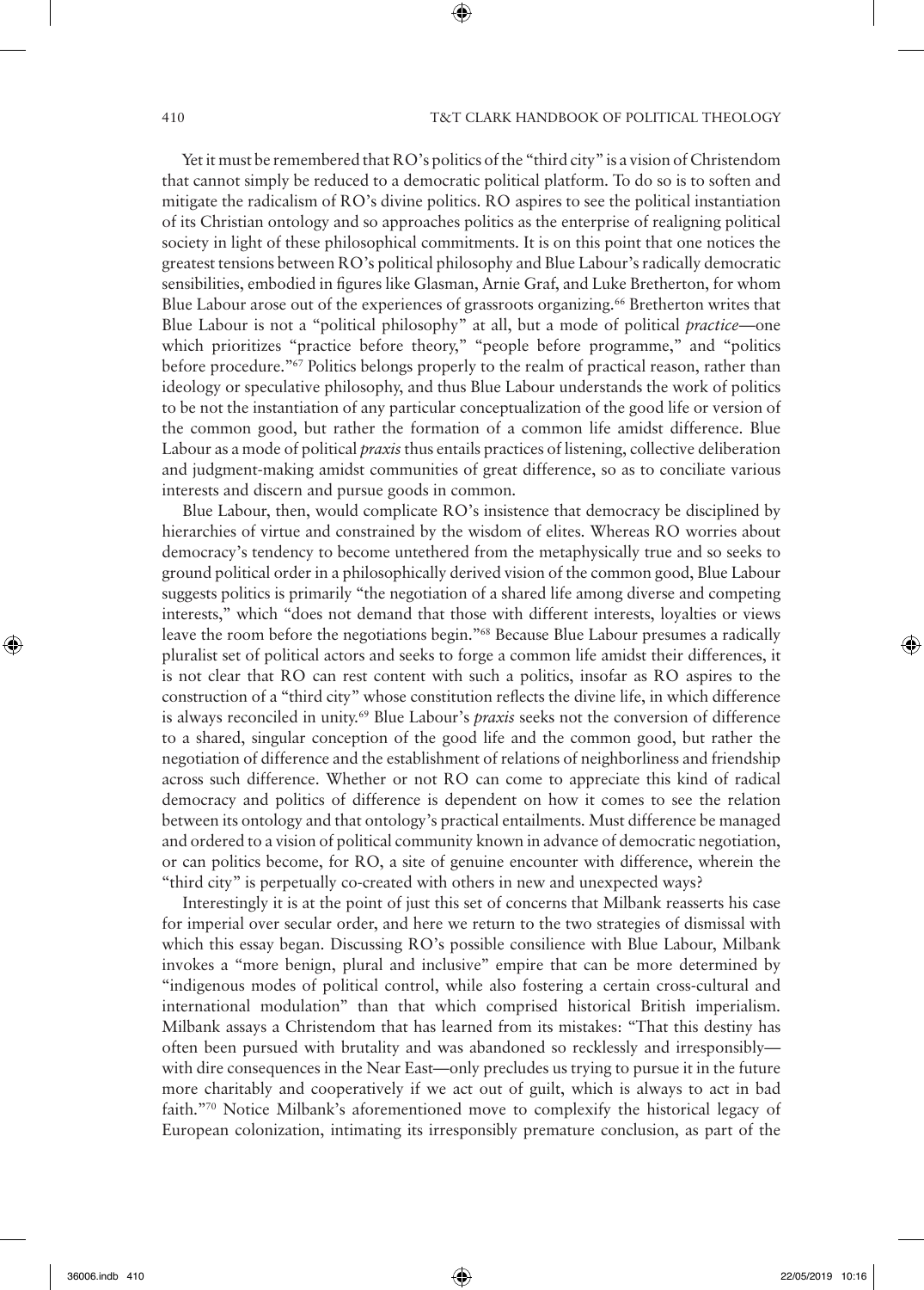Yet it must be remembered that RO's politics of the "third city" is a vision of Christendom that cannot simply be reduced to a democratic political platform. To do so is to soften and mitigate the radicalism of RO's divine politics. RO aspires to see the political instantiation of its Christian ontology and so approaches politics as the enterprise of realigning political society in light of these philosophical commitments. It is on this point that one notices the greatest tensions between RO's political philosophy and Blue Labour's radically democratic sensibilities, embodied in figures like Glasman, Arnie Graf, and Luke Bretherton, for whom Blue Labour arose out of the experiences of grassroots organizing.[66] Bretherton writes that Blue Labour is not a "political philosophy" at all, but a mode of political *practice*—one which prioritizes "practice before theory," "people before programme," and "politics before procedure."[67] Politics belongs properly to the realm of practical reason, rather than ideology or speculative philosophy, and thus Blue Labour understands the work of politics to be not the instantiation of any particular conceptualization of the good life or version of the common good, but rather the formation of a common life amidst difference. Blue Labour as a mode of political *praxis* thus entails practices of listening, collective deliberation and judgment-making amidst communities of great difference, so as to conciliate various interests and discern and pursue goods in common.

Blue Labour, then, would complicate RO's insistence that democracy be disciplined by hierarchies of virtue and constrained by the wisdom of elites. Whereas RO worries about democracy's tendency to become untethered from the metaphysically true and so seeks to ground political order in a philosophically derived vision of the common good, Blue Labour suggests politics is primarily "the negotiation of a shared life among diverse and competing interests," which "does not demand that those with different interests, loyalties or views leave the room before the negotiations begin."[68] Because Blue Labour presumes a radically pluralist set of political actors and seeks to forge a common life amidst their differences, it is not clear that RO can rest content with such a politics, insofar as RO aspires to the construction of a "third city" whose constitution reflects the divine life, in which difference is always reconciled in unity.[69] Blue Labour's *praxis* seeks not the conversion of difference to a shared, singular conception of the good life and the common good, but rather the negotiation of difference and the establishment of relations of neighborliness and friendship across such difference. Whether or not RO can come to appreciate this kind of radical democracy and politics of difference is dependent on how it comes to see the relation between its ontology and that ontology's practical entailments. Must difference be managed and ordered to a vision of political community known in advance of democratic negotiation, or can politics become, for RO, a site of genuine encounter with difference, wherein the "third city" is perpetually co-created with others in new and unexpected ways?

Interestingly it is at the point of just this set of concerns that Milbank reasserts his case for imperial over secular order, and here we return to the two strategies of dismissal with which this essay began. Discussing RO's possible consilience with Blue Labour, Milbank invokes a "more benign, plural and inclusive" empire that can be more determined by "indigenous modes of political control, while also fostering a certain cross-cultural and international modulation" than that which comprised historical British imperialism. Milbank assays a Christendom that has learned from its mistakes: "That this destiny has often been pursued with brutality and was abandoned so recklessly and irresponsibly—with dire consequences in the Near East—only precludes us trying to pursue it in the future more charitably and cooperatively if we act out of guilt, which is always to act in bad faith."[70] Notice Milbank's aforementioned move to complexify the historical legacy of European colonization, intimating its irresponsibly premature conclusion, as part of the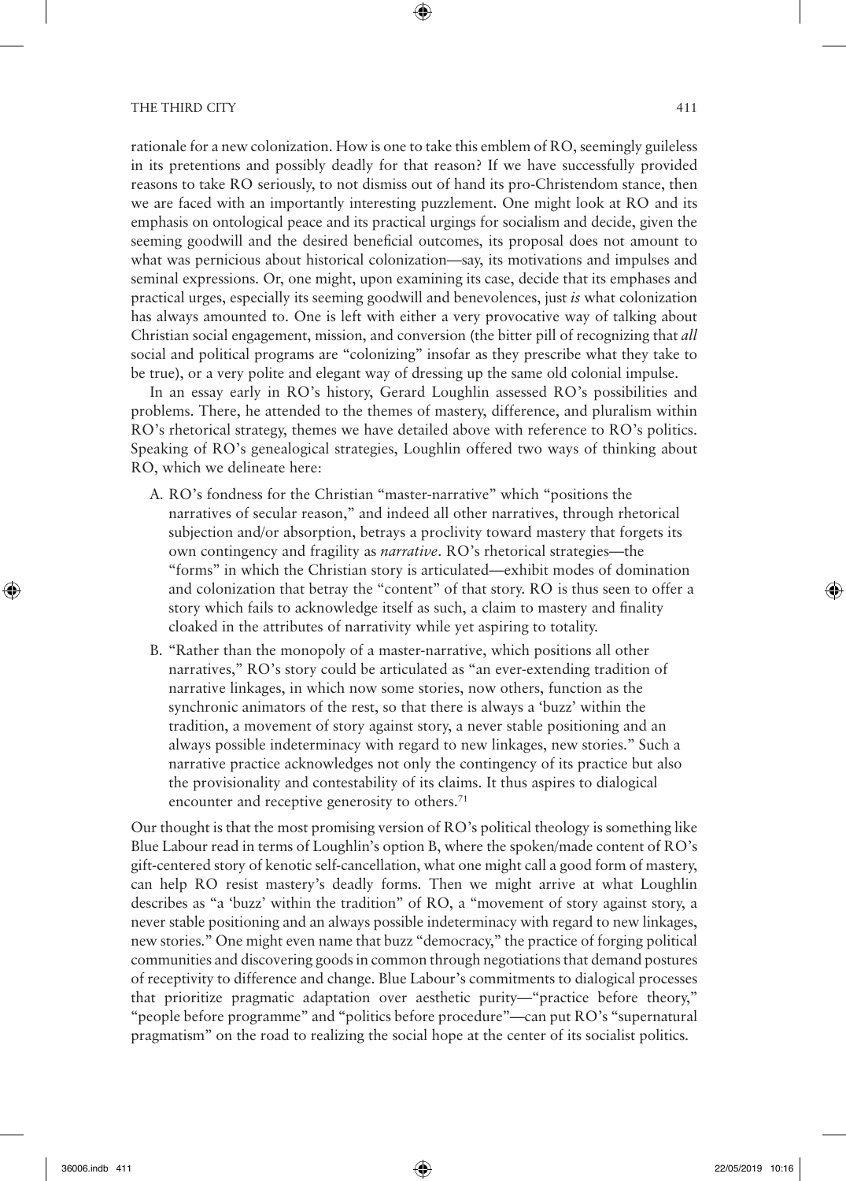rationale for a new colonization. How is one to take this emblem of RO, seemingly guileless in its pretentions and possibly deadly for that reason? If we have successfully provided reasons to take RO seriously, to not dismiss out of hand its pro-Christendom stance, then we are faced with an importantly interesting puzzlement. One might look at RO and its emphasis on ontological peace and its practical urgings for socialism and decide, given the seeming goodwill and the desired beneficial outcomes, its proposal does not amount to what was pernicious about historical colonization—say, its motivations and impulses and seminal expressions. Or, one might, upon examining its case, decide that its emphases and practical urges, especially its seeming goodwill and benevolences, just *is* what colonization has always amounted to. One is left with either a very provocative way of talking about Christian social engagement, mission, and conversion (the bitter pill of recognizing that *all* social and political programs are "colonizing" insofar as they prescribe what they take to be true), or a very polite and elegant way of dressing up the same old colonial impulse.

In an essay early in RO's history, Gerard Loughlin assessed RO's possibilities and problems. There, he attended to the themes of mastery, difference, and pluralism within RO's rhetorical strategy, themes we have detailed above with reference to RO's politics. Speaking of RO's genealogical strategies, Loughlin offered two ways of thinking about RO, which we delineate here:

A. RO's fondness for the Christian "master-narrative" which "positions the narratives of secular reason," and indeed all other narratives, through rhetorical subjection and/or absorption, betrays a proclivity toward mastery that forgets its own contingency and fragility as *narrative*. RO's rhetorical strategies—the "forms" in which the Christian story is articulated—exhibit modes of domination and colonization that betray the "content" of that story. RO is thus seen to offer a story which fails to acknowledge itself as such, a claim to mastery and finality cloaked in the attributes of narrativity while yet aspiring to totality.

B. "Rather than the monopoly of a master-narrative, which positions all other narratives," RO's story could be articulated as "an ever-extending tradition of narrative linkages, in which now some stories, now others, function as the synchronic animators of the rest, so that there is always a 'buzz' within the tradition, a movement of story against story, a never stable positioning and an always possible indeterminacy with regard to new linkages, new stories." Such a narrative practice acknowledges not only the contingency of its practice but also the provisionality and contestability of its claims. It thus aspires to dialogical encounter and receptive generosity to others.[71]

Our thought is that the most promising version of RO's political theology is something like Blue Labour read in terms of Loughlin's option B, where the spoken/made content of RO's gift-centered story of kenotic self-cancellation, what one might call a good form of mastery, can help RO resist mastery's deadly forms. Then we might arrive at what Loughlin describes as "a 'buzz' within the tradition" of RO, a "movement of story against story, a never stable positioning and an always possible indeterminacy with regard to new linkages, new stories." One might even name that buzz "democracy," the practice of forging political communities and discovering goods in common through negotiations that demand postures of receptivity to difference and change. Blue Labour's commitments to dialogical processes that prioritize pragmatic adaptation over aesthetic purity—"practice before theory," "people before programme" and "politics before procedure"—can put RO's "supernatural pragmatism" on the road to realizing the social hope at the center of its socialist politics.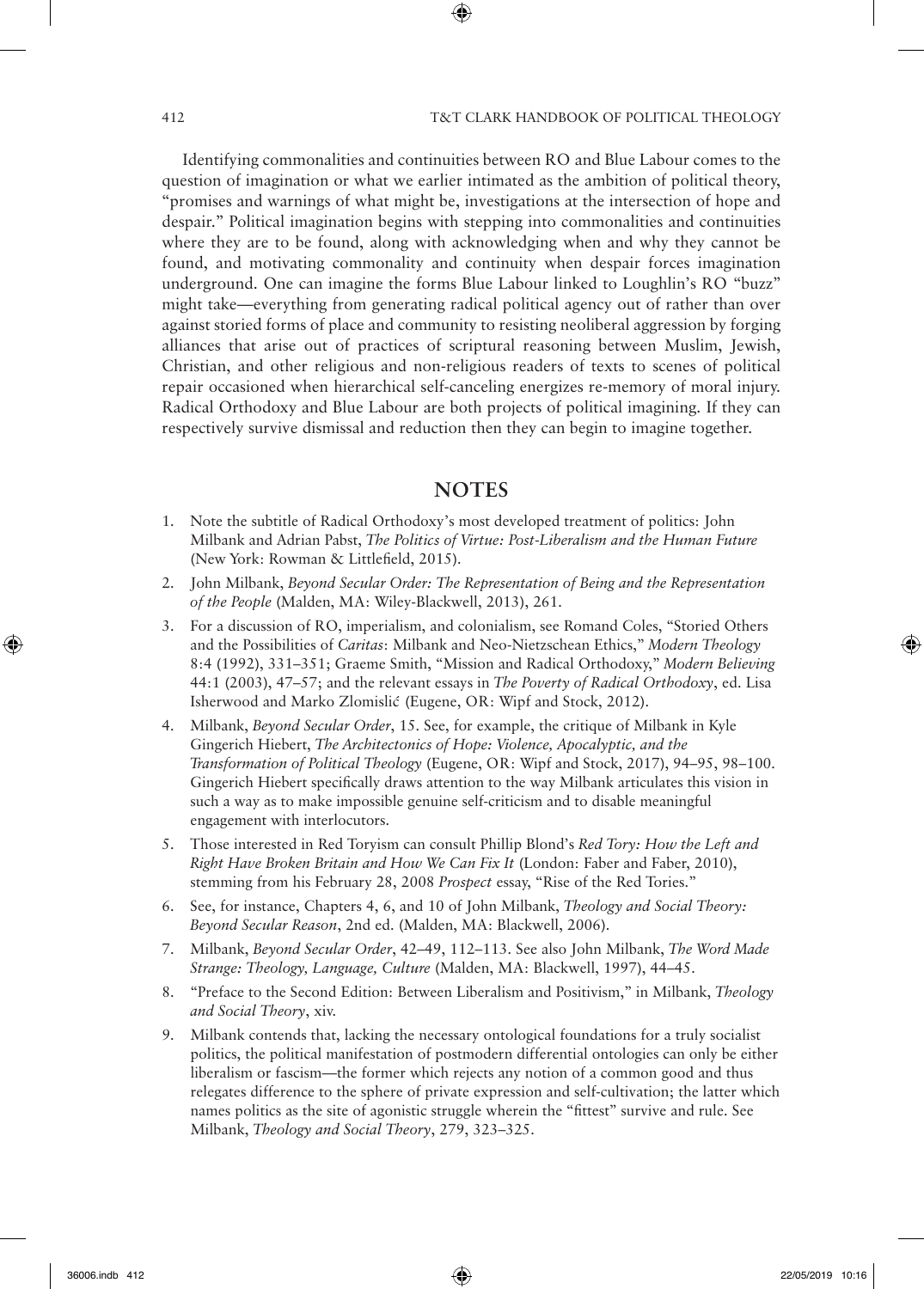Identifying commonalities and continuities between RO and Blue Labour comes to the question of imagination or what we earlier intimated as the ambition of political theory, "promises and warnings of what might be, investigations at the intersection of hope and despair." Political imagination begins with stepping into commonalities and continuities where they are to be found, along with acknowledging when and why they cannot be found, and motivating commonality and continuity when despair forces imagination underground. One can imagine the forms Blue Labour linked to Loughlin's RO "buzz" might take—everything from generating radical political agency out of rather than over against storied forms of place and community to resisting neoliberal aggression by forging alliances that arise out of practices of scriptural reasoning between Muslim, Jewish, Christian, and other religious and non-religious readers of texts to scenes of political repair occasioned when hierarchical self-canceling energizes re-memory of moral injury. Radical Orthodoxy and Blue Labour are both projects of political imagining. If they can respectively survive dismissal and reduction then they can begin to imagine together.

## NOTES

1. Note the subtitle of Radical Orthodoxy's most developed treatment of politics: John Milbank and Adrian Pabst, *The Politics of Virtue: Post-Liberalism and the Human Future* (New York: Rowman & Littlefield, 2015).
2. John Milbank, *Beyond Secular Order: The Representation of Being and the Representation of the People* (Malden, MA: Wiley-Blackwell, 2013), 261.
3. For a discussion of RO, imperialism, and colonialism, see Romand Coles, "Storied Others and the Possibilities of *Caritas*: Milbank and Neo-Nietzschean Ethics," *Modern Theology* 8:4 (1992), 331–351; Graeme Smith, "Mission and Radical Orthodoxy," *Modern Believing* 44:1 (2003), 47–57; and the relevant essays in *The Poverty of Radical Orthodoxy*, ed. Lisa Isherwood and Marko Zlomislić (Eugene, OR: Wipf and Stock, 2012).
4. Milbank, *Beyond Secular Order*, 15. See, for example, the critique of Milbank in Kyle Gingerich Hiebert, *The Architectonics of Hope: Violence, Apocalyptic, and the Transformation of Political Theology* (Eugene, OR: Wipf and Stock, 2017), 94–95, 98–100. Gingerich Hiebert specifically draws attention to the way Milbank articulates this vision in such a way as to make impossible genuine self-criticism and to disable meaningful engagement with interlocutors.
5. Those interested in Red Toryism can consult Phillip Blond's *Red Tory: How the Left and Right Have Broken Britain and How We Can Fix It* (London: Faber and Faber, 2010), stemming from his February 28, 2008 *Prospect* essay, "Rise of the Red Tories."
6. See, for instance, Chapters 4, 6, and 10 of John Milbank, *Theology and Social Theory: Beyond Secular Reason*, 2nd ed. (Malden, MA: Blackwell, 2006).
7. Milbank, *Beyond Secular Order*, 42–49, 112–113. See also John Milbank, *The Word Made Strange: Theology, Language, Culture* (Malden, MA: Blackwell, 1997), 44–45.
8. "Preface to the Second Edition: Between Liberalism and Positivism," in Milbank, *Theology and Social Theory*, xiv.
9. Milbank contends that, lacking the necessary ontological foundations for a truly socialist politics, the political manifestation of postmodern differential ontologies can only be either liberalism or fascism—the former which rejects any notion of a common good and thus relegates difference to the sphere of private expression and self-cultivation; the latter which names politics as the site of agonistic struggle wherein the "fittest" survive and rule. See Milbank, *Theology and Social Theory*, 279, 323–325.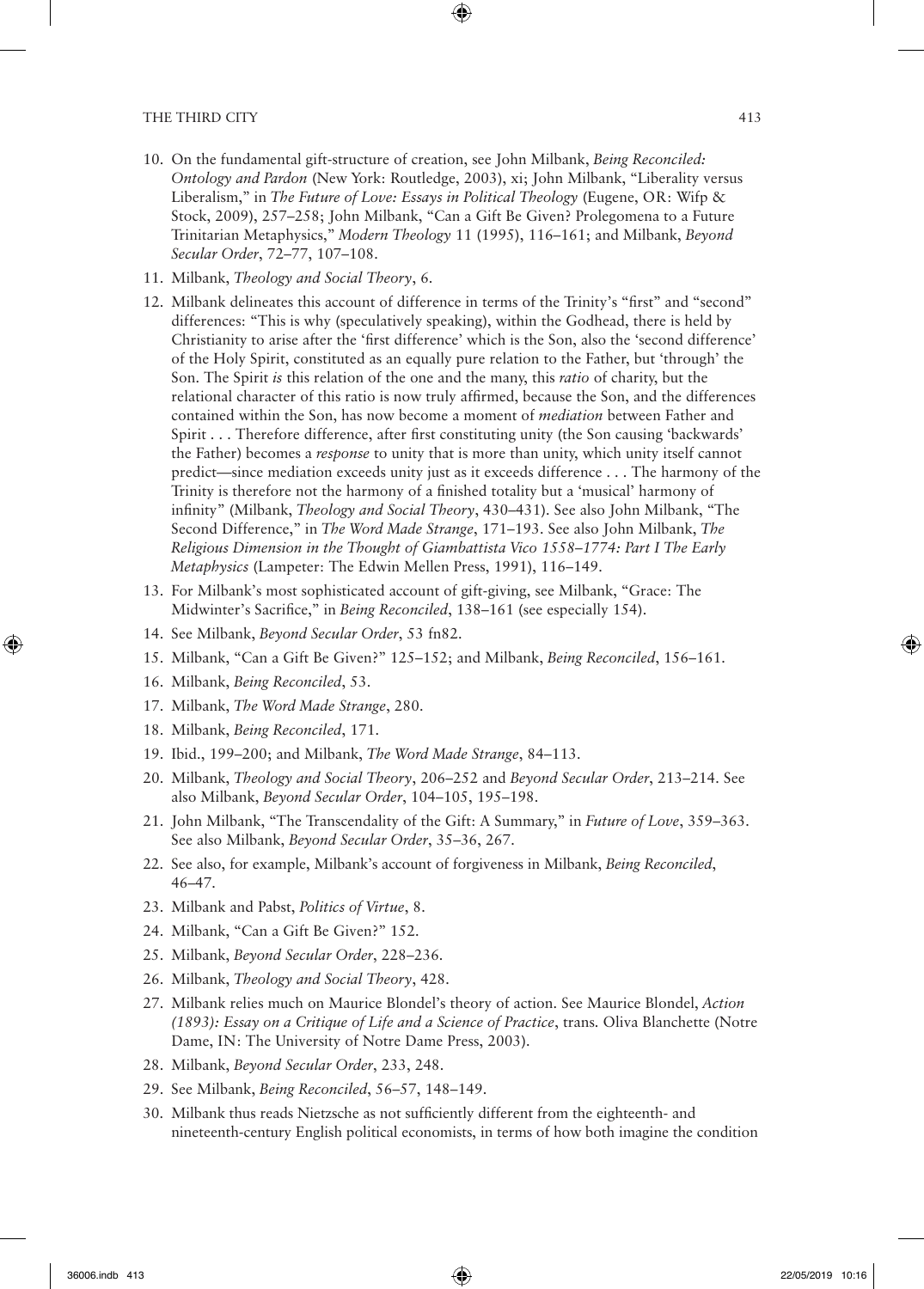10. On the fundamental gift-structure of creation, see John Milbank, *Being Reconciled: Ontology and Pardon* (New York: Routledge, 2003), xi; John Milbank, "Liberality versus Liberalism," in *The Future of Love: Essays in Political Theology* (Eugene, OR: Wifp & Stock, 2009), 257–258; John Milbank, "Can a Gift Be Given? Prolegomena to a Future Trinitarian Metaphysics," *Modern Theology* 11 (1995), 116–161; and Milbank, *Beyond Secular Order*, 72–77, 107–108.
11. Milbank, *Theology and Social Theory*, 6.
12. Milbank delineates this account of difference in terms of the Trinity's "first" and "second" differences: "This is why (speculatively speaking), within the Godhead, there is held by Christianity to arise after the 'first difference' which is the Son, also the 'second difference' of the Holy Spirit, constituted as an equally pure relation to the Father, but 'through' the Son. The Spirit *is* this relation of the one and the many, this *ratio* of charity, but the relational character of this ratio is now truly affirmed, because the Son, and the differences contained within the Son, has now become a moment of *mediation* between Father and Spirit . . . Therefore difference, after first constituting unity (the Son causing 'backwards' the Father) becomes a *response* to unity that is more than unity, which unity itself cannot predict—since mediation exceeds unity just as it exceeds difference . . . The harmony of the Trinity is therefore not the harmony of a finished totality but a 'musical' harmony of infinity" (Milbank, *Theology and Social Theory*, 430–431). See also John Milbank, "The Second Difference," in *The Word Made Strange*, 171–193. See also John Milbank, *The Religious Dimension in the Thought of Giambattista Vico 1558–1774: Part I The Early Metaphysics* (Lampeter: The Edwin Mellen Press, 1991), 116–149.
13. For Milbank's most sophisticated account of gift-giving, see Milbank, "Grace: The Midwinter's Sacrifice," in *Being Reconciled*, 138–161 (see especially 154).
14. See Milbank, *Beyond Secular Order*, 53 fn82.
15. Milbank, "Can a Gift Be Given?" 125–152; and Milbank, *Being Reconciled*, 156–161.
16. Milbank, *Being Reconciled*, 53.
17. Milbank, *The Word Made Strange*, 280.
18. Milbank, *Being Reconciled*, 171.
19. Ibid., 199–200; and Milbank, *The Word Made Strange*, 84–113.
20. Milbank, *Theology and Social Theory*, 206–252 and *Beyond Secular Order*, 213–214. See also Milbank, *Beyond Secular Order*, 104–105, 195–198.
21. John Milbank, "The Transcendality of the Gift: A Summary," in *Future of Love*, 359–363. See also Milbank, *Beyond Secular Order*, 35–36, 267.
22. See also, for example, Milbank's account of forgiveness in Milbank, *Being Reconciled*, 46–47.
23. Milbank and Pabst, *Politics of Virtue*, 8.
24. Milbank, "Can a Gift Be Given?" 152.
25. Milbank, *Beyond Secular Order*, 228–236.
26. Milbank, *Theology and Social Theory*, 428.
27. Milbank relies much on Maurice Blondel's theory of action. See Maurice Blondel, *Action (1893): Essay on a Critique of Life and a Science of Practice*, trans. Oliva Blanchette (Notre Dame, IN: The University of Notre Dame Press, 2003).
28. Milbank, *Beyond Secular Order*, 233, 248.
29. See Milbank, *Being Reconciled*, 56–57, 148–149.
30. Milbank thus reads Nietzsche as not sufficiently different from the eighteenth- and nineteenth-century English political economists, in terms of how both imagine the condition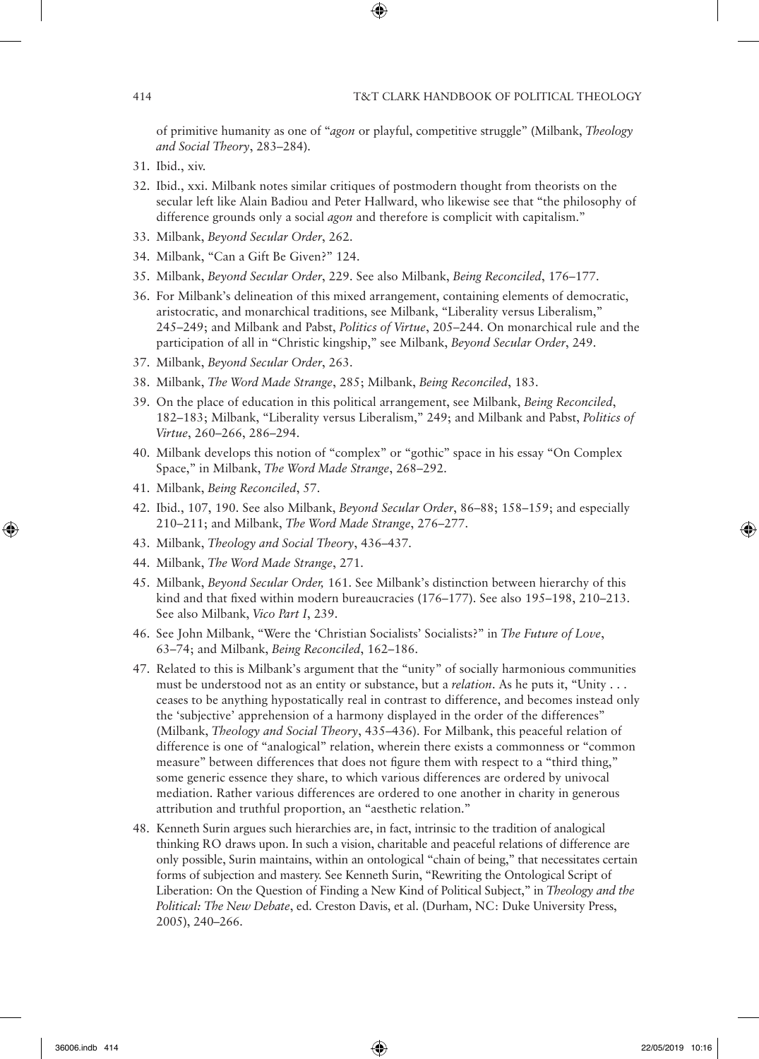of primitive humanity as one of "*agon* or playful, competitive struggle" (Milbank, *Theology and Social Theory*, 283–284).

31. Ibid., xiv.
32. Ibid., xxi. Milbank notes similar critiques of postmodern thought from theorists on the secular left like Alain Badiou and Peter Hallward, who likewise see that "the philosophy of difference grounds only a social *agon* and therefore is complicit with capitalism."
33. Milbank, *Beyond Secular Order*, 262.
34. Milbank, "Can a Gift Be Given?" 124.
35. Milbank, *Beyond Secular Order*, 229. See also Milbank, *Being Reconciled*, 176–177.
36. For Milbank's delineation of this mixed arrangement, containing elements of democratic, aristocratic, and monarchical traditions, see Milbank, "Liberality versus Liberalism," 245–249; and Milbank and Pabst, *Politics of Virtue*, 205–244. On monarchical rule and the participation of all in "Christic kingship," see Milbank, *Beyond Secular Order*, 249.
37. Milbank, *Beyond Secular Order*, 263.
38. Milbank, *The Word Made Strange*, 285; Milbank, *Being Reconciled*, 183.
39. On the place of education in this political arrangement, see Milbank, *Being Reconciled*, 182–183; Milbank, "Liberality versus Liberalism," 249; and Milbank and Pabst, *Politics of Virtue*, 260–266, 286–294.
40. Milbank develops this notion of "complex" or "gothic" space in his essay "On Complex Space," in Milbank, *The Word Made Strange*, 268–292.
41. Milbank, *Being Reconciled*, 57.
42. Ibid., 107, 190. See also Milbank, *Beyond Secular Order*, 86–88; 158–159; and especially 210–211; and Milbank, *The Word Made Strange*, 276–277.
43. Milbank, *Theology and Social Theory*, 436–437.
44. Milbank, *The Word Made Strange*, 271.
45. Milbank, *Beyond Secular Order,* 161. See Milbank's distinction between hierarchy of this kind and that fixed within modern bureaucracies (176–177). See also 195–198, 210–213. See also Milbank, *Vico Part I*, 239.
46. See John Milbank, "Were the 'Christian Socialists' Socialists?" in *The Future of Love*, 63–74; and Milbank, *Being Reconciled*, 162–186.
47. Related to this is Milbank's argument that the "unity" of socially harmonious communities must be understood not as an entity or substance, but a *relation*. As he puts it, "Unity . . . ceases to be anything hypostatically real in contrast to difference, and becomes instead only the 'subjective' apprehension of a harmony displayed in the order of the differences" (Milbank, *Theology and Social Theory*, 435–436). For Milbank, this peaceful relation of difference is one of "analogical" relation, wherein there exists a commonness or "common measure" between differences that does not figure them with respect to a "third thing," some generic essence they share, to which various differences are ordered by univocal mediation. Rather various differences are ordered to one another in charity in generous attribution and truthful proportion, an "aesthetic relation."
48. Kenneth Surin argues such hierarchies are, in fact, intrinsic to the tradition of analogical thinking RO draws upon. In such a vision, charitable and peaceful relations of difference are only possible, Surin maintains, within an ontological "chain of being," that necessitates certain forms of subjection and mastery. See Kenneth Surin, "Rewriting the Ontological Script of Liberation: On the Question of Finding a New Kind of Political Subject," in *Theology and the Political: The New Debate*, ed. Creston Davis, et al. (Durham, NC: Duke University Press, 2005), 240–266.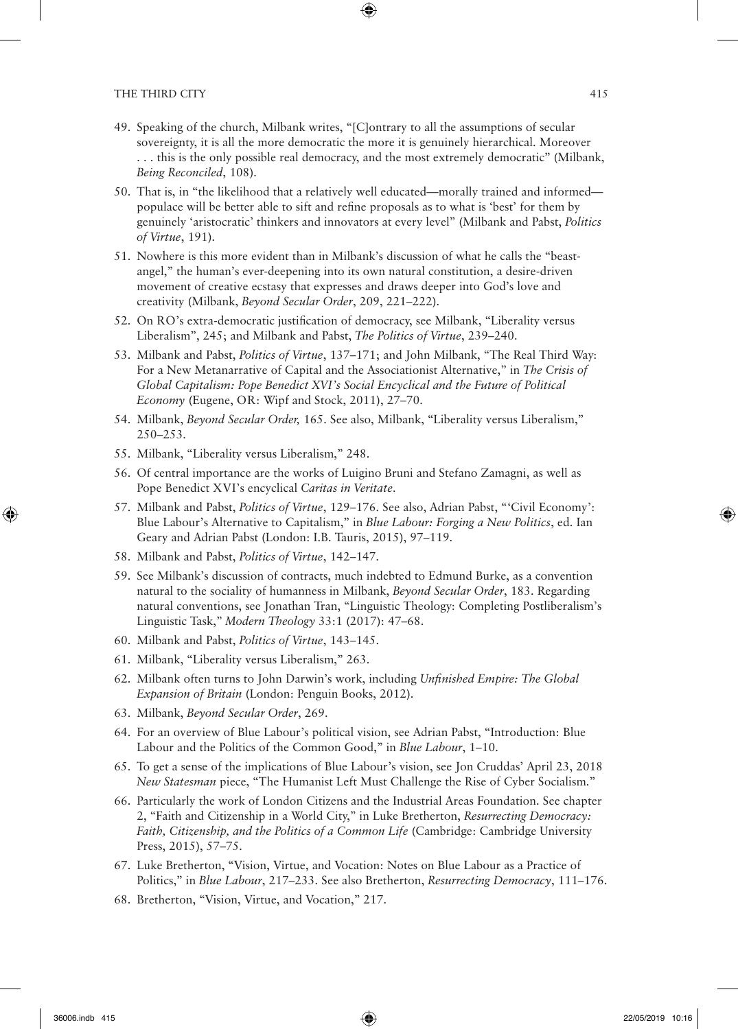49. Speaking of the church, Milbank writes, "[C]ontrary to all the assumptions of secular sovereignty, it is all the more democratic the more it is genuinely hierarchical. Moreover . . . this is the only possible real democracy, and the most extremely democratic" (Milbank, *Being Reconciled*, 108).
50. That is, in "the likelihood that a relatively well educated—morally trained and informed—populace will be better able to sift and refine proposals as to what is 'best' for them by genuinely 'aristocratic' thinkers and innovators at every level" (Milbank and Pabst, *Politics of Virtue*, 191).
51. Nowhere is this more evident than in Milbank's discussion of what he calls the "beast-angel," the human's ever-deepening into its own natural constitution, a desire-driven movement of creative ecstasy that expresses and draws deeper into God's love and creativity (Milbank, *Beyond Secular Order*, 209, 221–222).
52. On RO's extra-democratic justification of democracy, see Milbank, "Liberality versus Liberalism", 245; and Milbank and Pabst, *The Politics of Virtue*, 239–240.
53. Milbank and Pabst, *Politics of Virtue*, 137–171; and John Milbank, "The Real Third Way: For a New Metanarrative of Capital and the Associationist Alternative," in *The Crisis of Global Capitalism: Pope Benedict XVI's Social Encyclical and the Future of Political Economy* (Eugene, OR: Wipf and Stock, 2011), 27–70.
54. Milbank, *Beyond Secular Order,* 165. See also, Milbank, "Liberality versus Liberalism," 250–253.
55. Milbank, "Liberality versus Liberalism," 248.
56. Of central importance are the works of Luigino Bruni and Stefano Zamagni, as well as Pope Benedict XVI's encyclical *Caritas in Veritate*.
57. Milbank and Pabst, *Politics of Virtue*, 129–176. See also, Adrian Pabst, "'Civil Economy': Blue Labour's Alternative to Capitalism," in *Blue Labour: Forging a New Politics*, ed. Ian Geary and Adrian Pabst (London: I.B. Tauris, 2015), 97–119.
58. Milbank and Pabst, *Politics of Virtue*, 142–147.
59. See Milbank's discussion of contracts, much indebted to Edmund Burke, as a convention natural to the sociality of humanness in Milbank, *Beyond Secular Order*, 183. Regarding natural conventions, see Jonathan Tran, "Linguistic Theology: Completing Postliberalism's Linguistic Task," *Modern Theology* 33:1 (2017): 47–68.
60. Milbank and Pabst, *Politics of Virtue*, 143–145.
61. Milbank, "Liberality versus Liberalism," 263.
62. Milbank often turns to John Darwin's work, including *Unfinished Empire: The Global Expansion of Britain* (London: Penguin Books, 2012).
63. Milbank, *Beyond Secular Order*, 269.
64. For an overview of Blue Labour's political vision, see Adrian Pabst, "Introduction: Blue Labour and the Politics of the Common Good," in *Blue Labour*, 1–10.
65. To get a sense of the implications of Blue Labour's vision, see Jon Cruddas' April 23, 2018 *New Statesman* piece, "The Humanist Left Must Challenge the Rise of Cyber Socialism."
66. Particularly the work of London Citizens and the Industrial Areas Foundation. See chapter 2, "Faith and Citizenship in a World City," in Luke Bretherton, *Resurrecting Democracy: Faith, Citizenship, and the Politics of a Common Life* (Cambridge: Cambridge University Press, 2015), 57–75.
67. Luke Bretherton, "Vision, Virtue, and Vocation: Notes on Blue Labour as a Practice of Politics," in *Blue Labour*, 217–233. See also Bretherton, *Resurrecting Democracy*, 111–176.
68. Bretherton, "Vision, Virtue, and Vocation," 217.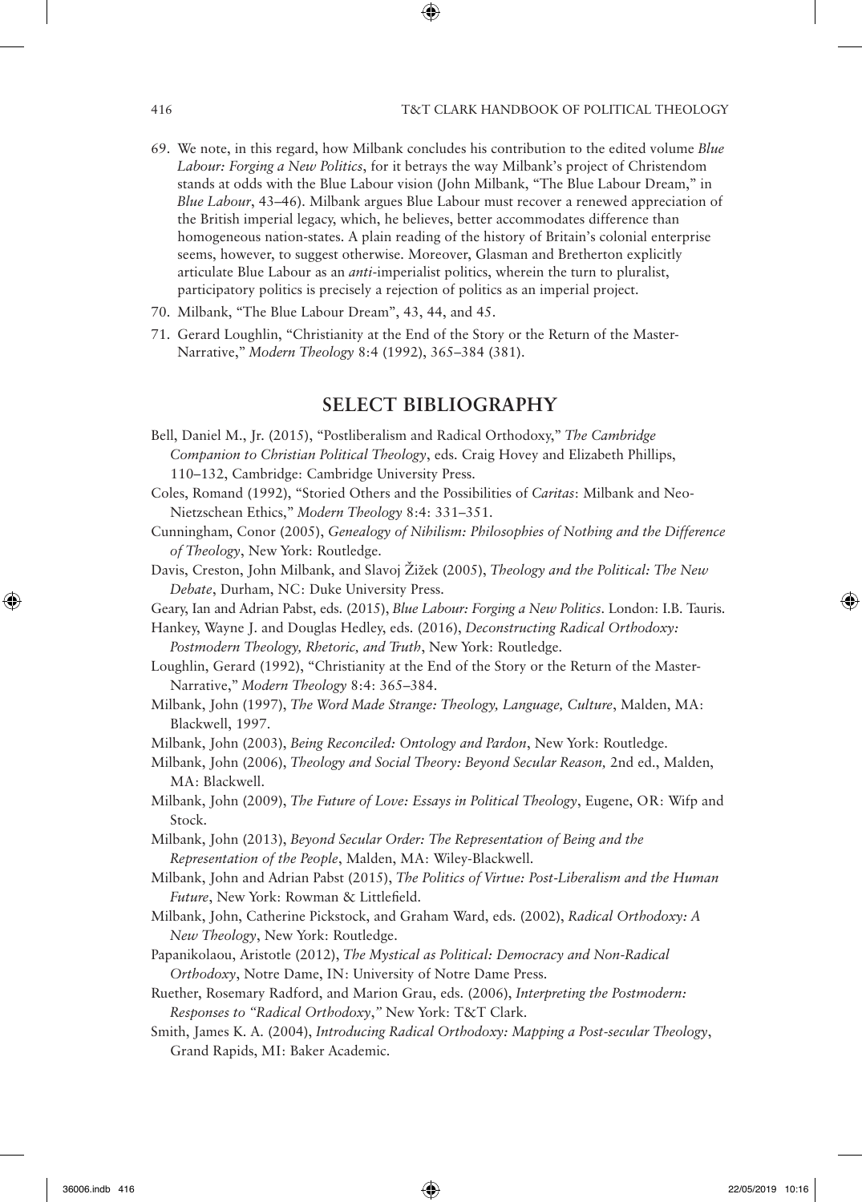69. We note, in this regard, how Milbank concludes his contribution to the edited volume *Blue Labour: Forging a New Politics*, for it betrays the way Milbank's project of Christendom stands at odds with the Blue Labour vision (John Milbank, "The Blue Labour Dream," in *Blue Labour*, 43–46). Milbank argues Blue Labour must recover a renewed appreciation of the British imperial legacy, which, he believes, better accommodates difference than homogeneous nation-states. A plain reading of the history of Britain's colonial enterprise seems, however, to suggest otherwise. Moreover, Glasman and Bretherton explicitly articulate Blue Labour as an *anti*-imperialist politics, wherein the turn to pluralist, participatory politics is precisely a rejection of politics as an imperial project.
70. Milbank, "The Blue Labour Dream", 43, 44, and 45.
71. Gerard Loughlin, "Christianity at the End of the Story or the Return of the Master-Narrative," *Modern Theology* 8:4 (1992), 365–384 (381).

## SELECT BIBLIOGRAPHY

Bell, Daniel M., Jr. (2015), "Postliberalism and Radical Orthodoxy," *The Cambridge Companion to Christian Political Theology*, eds. Craig Hovey and Elizabeth Phillips, 110–132, Cambridge: Cambridge University Press.

Coles, Romand (1992), "Storied Others and the Possibilities of *Caritas*: Milbank and Neo-Nietzschean Ethics," *Modern Theology* 8:4: 331–351.

Cunningham, Conor (2005), *Genealogy of Nihilism: Philosophies of Nothing and the Difference of Theology*, New York: Routledge.

Davis, Creston, John Milbank, and Slavoj Žižek (2005), *Theology and the Political: The New Debate*, Durham, NC: Duke University Press.

Geary, Ian and Adrian Pabst, eds. (2015), *Blue Labour: Forging a New Politics*. London: I.B. Tauris.

Hankey, Wayne J. and Douglas Hedley, eds. (2016), *Deconstructing Radical Orthodoxy: Postmodern Theology, Rhetoric, and Truth*, New York: Routledge.

Loughlin, Gerard (1992), "Christianity at the End of the Story or the Return of the Master-Narrative," *Modern Theology* 8:4: 365–384.

Milbank, John (1997), *The Word Made Strange: Theology, Language, Culture*, Malden, MA: Blackwell, 1997.

Milbank, John (2003), *Being Reconciled: Ontology and Pardon*, New York: Routledge.

Milbank, John (2006), *Theology and Social Theory: Beyond Secular Reason,* 2nd ed., Malden, MA: Blackwell.

Milbank, John (2009), *The Future of Love: Essays in Political Theology*, Eugene, OR: Wifp and Stock.

Milbank, John (2013), *Beyond Secular Order: The Representation of Being and the Representation of the People*, Malden, MA: Wiley-Blackwell.

Milbank, John and Adrian Pabst (2015), *The Politics of Virtue: Post-Liberalism and the Human Future*, New York: Rowman & Littlefield.

Milbank, John, Catherine Pickstock, and Graham Ward, eds. (2002), *Radical Orthodoxy: A New Theology*, New York: Routledge.

Papanikolaou, Aristotle (2012), *The Mystical as Political: Democracy and Non-Radical Orthodoxy*, Notre Dame, IN: University of Notre Dame Press.

Ruether, Rosemary Radford, and Marion Grau, eds. (2006), *Interpreting the Postmodern: Responses to "Radical Orthodoxy*,*"* New York: T&T Clark.

Smith, James K. A. (2004), *Introducing Radical Orthodoxy: Mapping a Post-secular Theology*, Grand Rapids, MI: Baker Academic.